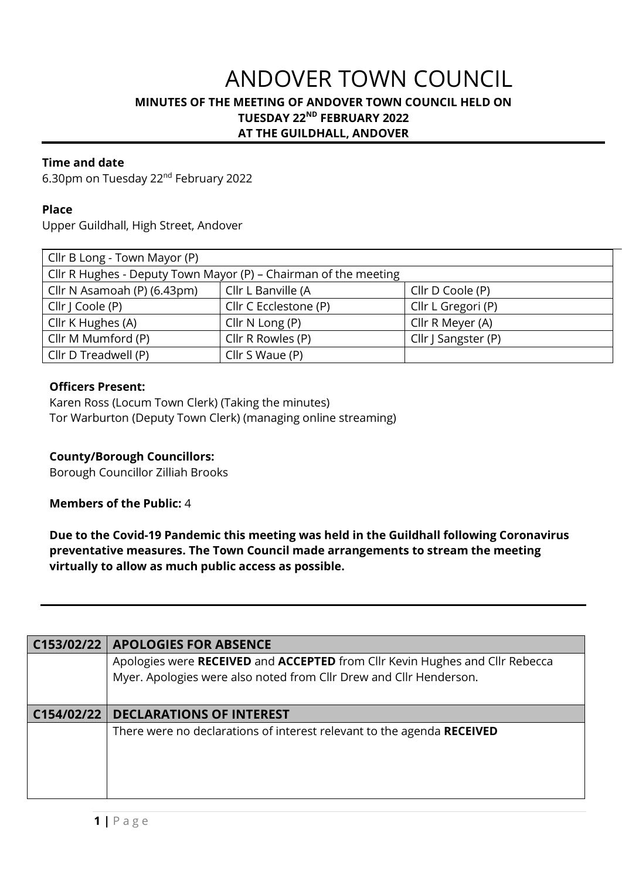# ANDOVER TOWN COUNCIL

**MINUTES OF THE MEETING OF ANDOVER TOWN COUNCIL HELD ON TUESDAY 22ND FEBRUARY 2022 AT THE GUILDHALL, ANDOVER**

**Time and date**

6.30pm on Tuesday 22nd February 2022

**Place**

Upper Guildhall, High Street, Andover

| Cllr B Long - Town Mayor (P) | | |
|---|---|---|
| Cllr R Hughes - Deputy Town Mayor (P) – Chairman of the meeting | | |
| Cllr N Asamoah (P) (6.43pm) | Cllr L Banville (A | Cllr D Coole (P) |
| Cllr J Coole (P) | Cllr C Ecclestone (P) | Cllr L Gregori (P) |
| Cllr K Hughes (A) | Cllr N Long (P) | Cllr R Meyer (A) |
| Cllr M Mumford (P) | Cllr R Rowles (P) | Cllr J Sangster (P) |
| Cllr D Treadwell (P) | Cllr S Waue (P) | |

**Officers Present:**

Karen Ross (Locum Town Clerk) (Taking the minutes)
Tor Warburton (Deputy Town Clerk) (managing online streaming)

**County/Borough Councillors:**

Borough Councillor Zilliah Brooks

**Members of the Public:** 4

**Due to the Covid-19 Pandemic this meeting was held in the Guildhall following Coronavirus preventative measures. The Town Council made arrangements to stream the meeting virtually to allow as much public access as possible.**

| C153/02/22 | APOLOGIES FOR ABSENCE |
|---|---|
| | Apologies were **RECEIVED** and **ACCEPTED** from Cllr Kevin Hughes and Cllr Rebecca Myer. Apologies were also noted from Cllr Drew and Cllr Henderson. |
| **C154/02/22** | **DECLARATIONS OF INTEREST** |
| | There were no declarations of interest relevant to the agenda **RECEIVED** |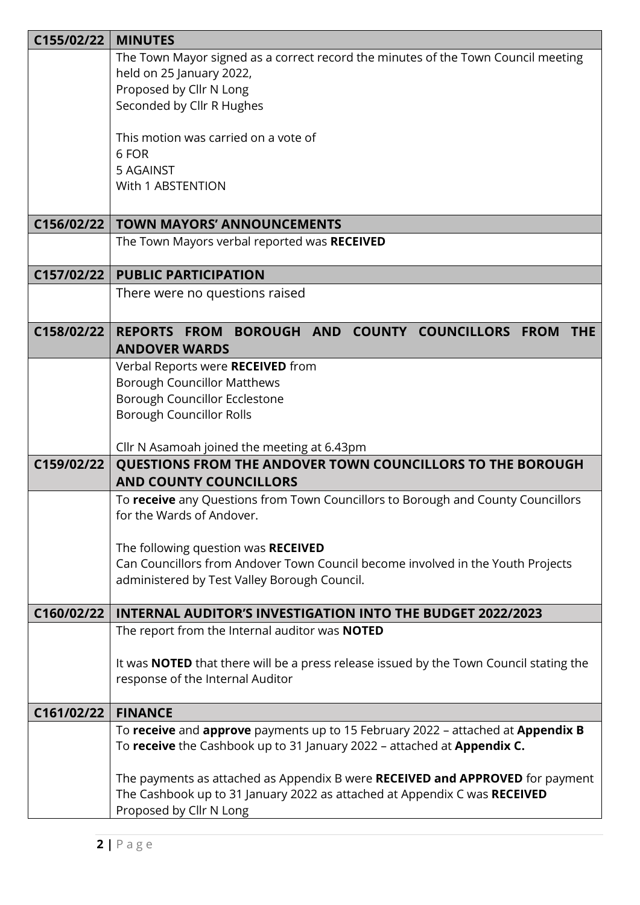| | |
|---|---|
| **C155/02/22** | **MINUTES** |
| | The Town Mayor signed as a correct record the minutes of the Town Council meeting held on 25 January 2022,<br>Proposed by Cllr N Long<br>Seconded by Cllr R Hughes<br><br>This motion was carried on a vote of<br>6 FOR<br>5 AGAINST<br>With 1 ABSTENTION |
| **C156/02/22** | **TOWN MAYORS' ANNOUNCEMENTS** |
| | The Town Mayors verbal reported was **RECEIVED** |
| **C157/02/22** | **PUBLIC PARTICIPATION** |
| | There were no questions raised |
| **C158/02/22** | **REPORTS FROM BOROUGH AND COUNTY COUNCILLORS FROM THE ANDOVER WARDS** |
| | Verbal Reports were **RECEIVED** from<br>Borough Councillor Matthews<br>Borough Councillor Ecclestone<br>Borough Councillor Rolls<br><br>Cllr N Asamoah joined the meeting at 6.43pm |
| **C159/02/22** | **QUESTIONS FROM THE ANDOVER TOWN COUNCILLORS TO THE BOROUGH AND COUNTY COUNCILLORS** |
| | To **receive** any Questions from Town Councillors to Borough and County Councillors for the Wards of Andover.<br><br>The following question was **RECEIVED**<br>Can Councillors from Andover Town Council become involved in the Youth Projects administered by Test Valley Borough Council. |
| **C160/02/22** | **INTERNAL AUDITOR'S INVESTIGATION INTO THE BUDGET 2022/2023** |
| | The report from the Internal auditor was **NOTED**<br><br>It was **NOTED** that there will be a press release issued by the Town Council stating the response of the Internal Auditor |
| **C161/02/22** | **FINANCE** |
| | To **receive** and **approve** payments up to 15 February 2022 – attached at **Appendix B**<br>To **receive** the Cashbook up to 31 January 2022 – attached at **Appendix C.**<br><br>The payments as attached as Appendix B were **RECEIVED and APPROVED** for payment<br>The Cashbook up to 31 January 2022 as attached at Appendix C was **RECEIVED**<br>Proposed by Cllr N Long |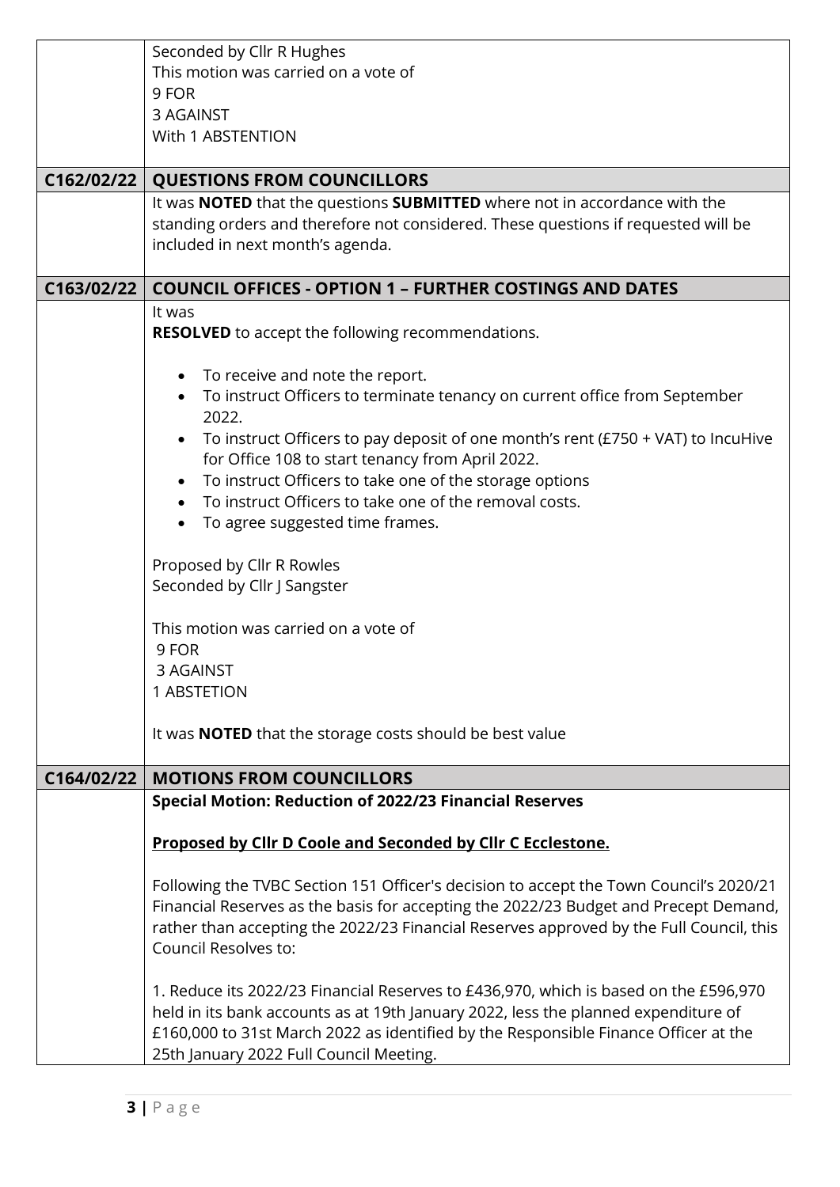| | |
|---|---|
| | Seconded by Cllr R Hughes<br>This motion was carried on a vote of<br>9 FOR<br>3 AGAINST<br>With 1 ABSTENTION |
| **C162/02/22** | **QUESTIONS FROM COUNCILLORS** |
| | It was **NOTED** that the questions **SUBMITTED** where not in accordance with the standing orders and therefore not considered. These questions if requested will be included in next month's agenda. |
| **C163/02/22** | **COUNCIL OFFICES - OPTION 1 – FURTHER COSTINGS AND DATES** |
| | It was<br>**RESOLVED** to accept the following recommendations.<br><br>• To receive and note the report.<br>• To instruct Officers to terminate tenancy on current office from September 2022.<br>• To instruct Officers to pay deposit of one month's rent (£750 + VAT) to IncuHive for Office 108 to start tenancy from April 2022.<br>• To instruct Officers to take one of the storage options<br>• To instruct Officers to take one of the removal costs.<br>• To agree suggested time frames.<br><br>Proposed by Cllr R Rowles<br>Seconded by Cllr J Sangster<br><br>This motion was carried on a vote of<br>9 FOR<br>3 AGAINST<br>1 ABSTETION<br><br>It was **NOTED** that the storage costs should be best value |
| **C164/02/22** | **MOTIONS FROM COUNCILLORS** |
| | **Special Motion: Reduction of 2022/23 Financial Reserves**<br><br>**Proposed by Cllr D Coole and Seconded by Cllr C Ecclestone.**<br><br>Following the TVBC Section 151 Officer's decision to accept the Town Council's 2020/21 Financial Reserves as the basis for accepting the 2022/23 Budget and Precept Demand, rather than accepting the 2022/23 Financial Reserves approved by the Full Council, this Council Resolves to:<br><br>1. Reduce its 2022/23 Financial Reserves to £436,970, which is based on the £596,970 held in its bank accounts as at 19th January 2022, less the planned expenditure of £160,000 to 31st March 2022 as identified by the Responsible Finance Officer at the 25th January 2022 Full Council Meeting. |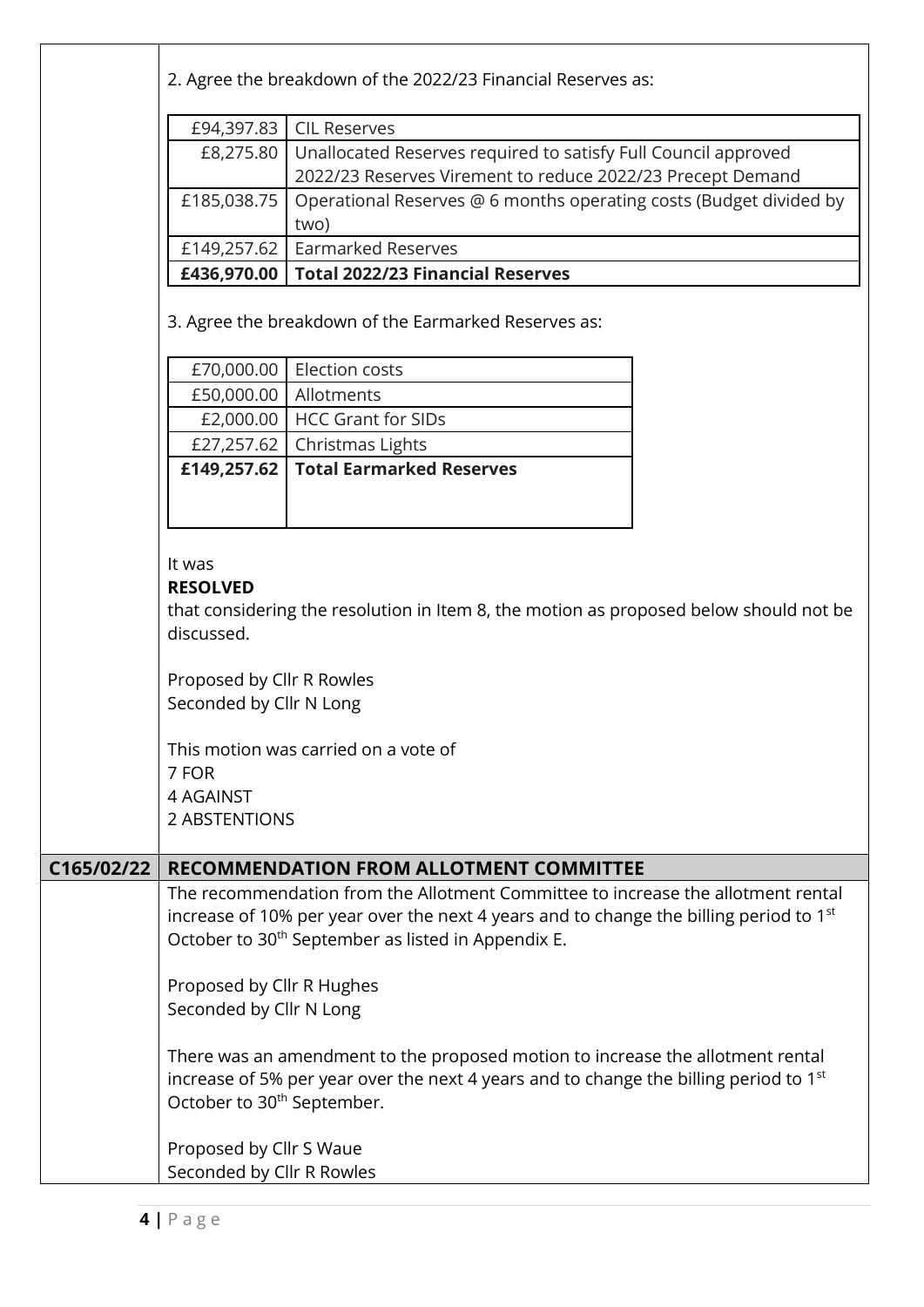2. Agree the breakdown of the 2022/23 Financial Reserves as:

| | |
|---|---|
| £94,397.83 | CIL Reserves |
| £8,275.80 | Unallocated Reserves required to satisfy Full Council approved 2022/23 Reserves Virement to reduce 2022/23 Precept Demand |
| £185,038.75 | Operational Reserves @ 6 months operating costs (Budget divided by two) |
| £149,257.62 | Earmarked Reserves |
| **£436,970.00** | **Total 2022/23 Financial Reserves** |

3. Agree the breakdown of the Earmarked Reserves as:

| | |
|---|---|
| £70,000.00 | Election costs |
| £50,000.00 | Allotments |
| £2,000.00 | HCC Grant for SIDs |
| £27,257.62 | Christmas Lights |
| **£149,257.62** | **Total Earmarked Reserves** |

It was
**RESOLVED**
that considering the resolution in Item 8, the motion as proposed below should not be discussed.

Proposed by Cllr R Rowles
Seconded by Cllr N Long

This motion was carried on a vote of
7 FOR
4 AGAINST
2 ABSTENTIONS

## C165/02/22 RECOMMENDATION FROM ALLOTMENT COMMITTEE

The recommendation from the Allotment Committee to increase the allotment rental increase of 10% per year over the next 4 years and to change the billing period to 1st October to 30th September as listed in Appendix E.

Proposed by Cllr R Hughes
Seconded by Cllr N Long

There was an amendment to the proposed motion to increase the allotment rental increase of 5% per year over the next 4 years and to change the billing period to 1st October to 30th September.

Proposed by Cllr S Waue
Seconded by Cllr R Rowles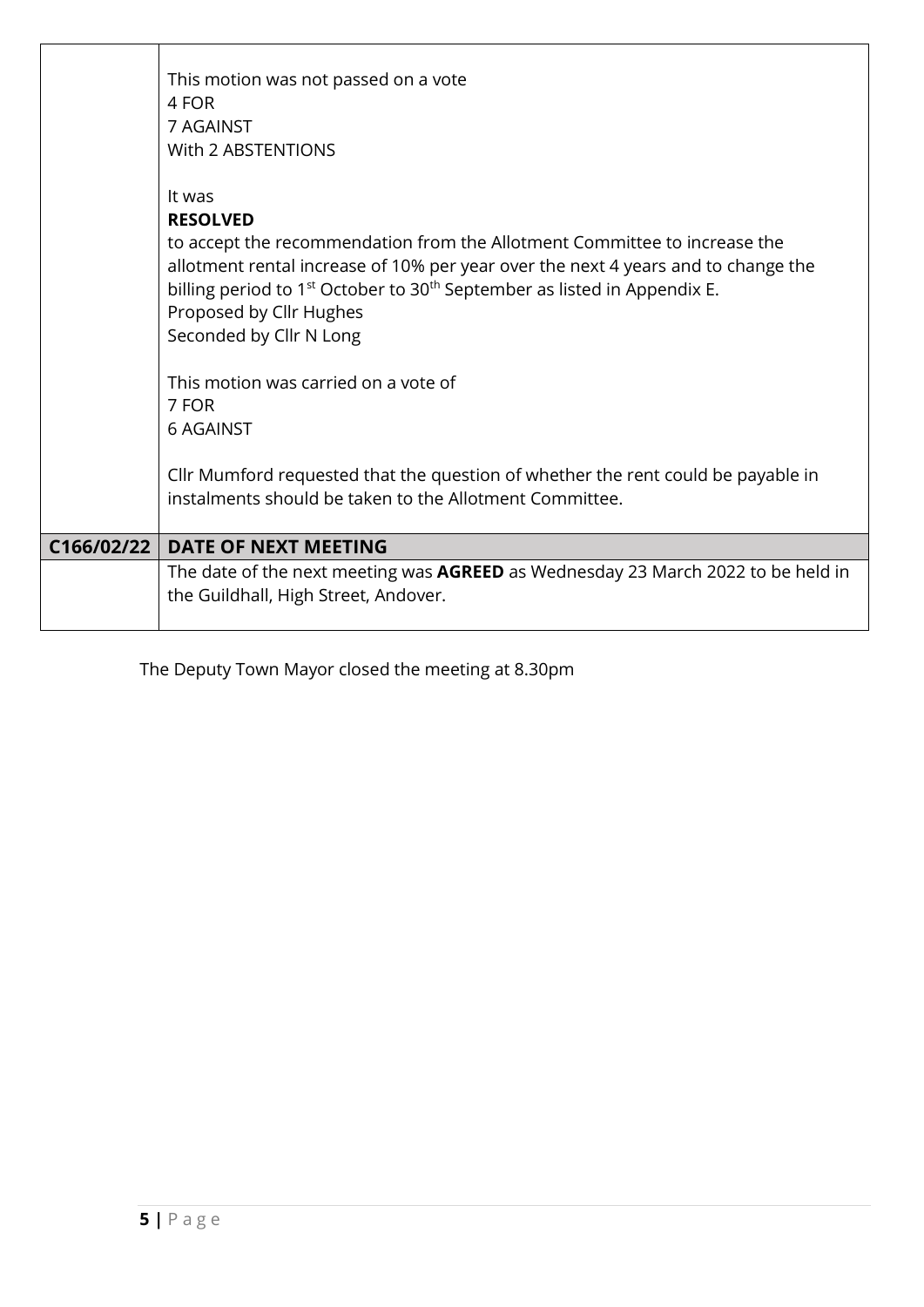| | |
|---|---|
| | This motion was not passed on a vote<br>4 FOR<br>7 AGAINST<br>With 2 ABSTENTIONS<br><br>It was<br>**RESOLVED**<br>to accept the recommendation from the Allotment Committee to increase the allotment rental increase of 10% per year over the next 4 years and to change the billing period to 1st October to 30th September as listed in Appendix E.<br>Proposed by Cllr Hughes<br>Seconded by Cllr N Long<br><br>This motion was carried on a vote of<br>7 FOR<br>6 AGAINST<br><br>Cllr Mumford requested that the question of whether the rent could be payable in instalments should be taken to the Allotment Committee. |
| **C166/02/22** | **DATE OF NEXT MEETING** |
| | The date of the next meeting was **AGREED** as Wednesday 23 March 2022 to be held in the Guildhall, High Street, Andover. |

The Deputy Town Mayor closed the meeting at 8.30pm